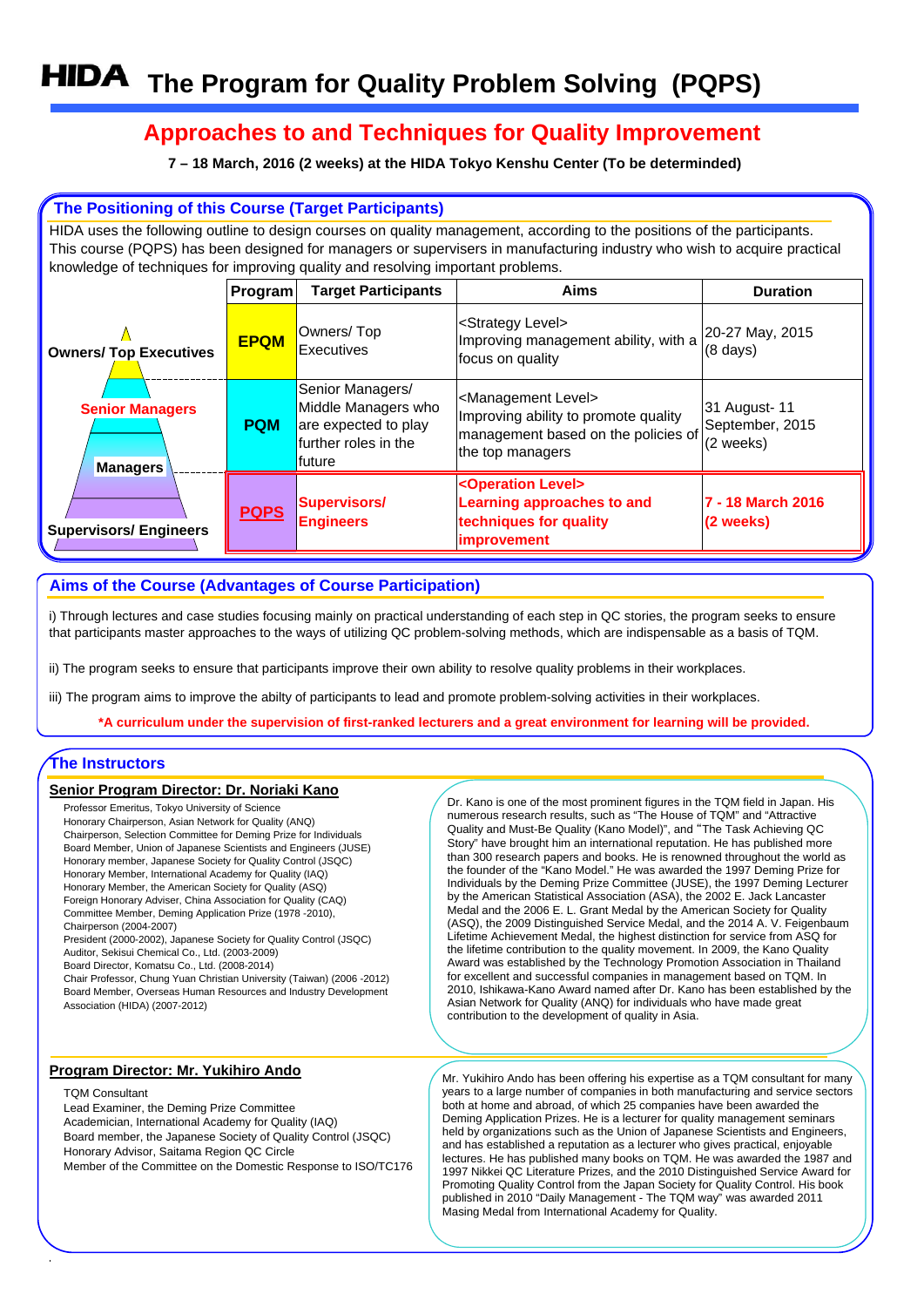# HIDA The Program for Quality Problem Solving (PQPS)

## Approaches to and Techniques for Quality Improvement

**7 – 18 March, 2016 (2 weeks) at the HIDA Tokyo Kenshu Center (To be determinded)**

### The Positioning of this Course (Target Participants)

HIDA uses the following outline to design courses on quality management, according to the positions of the participants. This course (PQPS) has been designed for managers or supervisers in manufacturing industry who wish to acquire practical knowledge of techniques for improving quality and resolving important problems.

| | Program | Target Participants | Aims | Duration |
|---|---|---|---|---|
| Owners/ Top Executives | **EPQM** | Owners/ Top Executives | <Strategy Level> Improving management ability, with a focus on quality | 20-27 May, 2015 (8 days) |
| Senior Managers | **PQM** | Senior Managers/ Middle Managers who are expected to play further roles in the future | <Management Level> Improving ability to promote quality management based on the policies of the top managers | 31 August- 11 September, 2015 (2 weeks) |
| Managers / Supervisors/ Engineers | **PQPS** | **Supervisors/ Engineers** | **<Operation Level> Learning approaches to and techniques for quality improvement** | **7 - 18 March 2016 (2 weeks)** |

### Aims of the Course (Advantages of Course Participation)

i) Through lectures and case studies focusing mainly on practical understanding of each step in QC stories, the program seeks to ensure that participants master approaches to the ways of utilizing QC problem-solving methods, which are indispensable as a basis of TQM.

ii) The program seeks to ensure that participants improve their own ability to resolve quality problems in their workplaces.

iii) The program aims to improve the abilty of participants to lead and promote problem-solving activities in their workplaces.

**\*A curriculum under the supervision of first-ranked lecturers and a great environment for learning will be provided.**

### The Instructors

**Senior Program Director: Dr. Noriaki Kano**

Professor Emeritus, Tokyo University of Science
Honorary Chairperson, Asian Network for Quality (ANQ)
Chairperson, Selection Committee for Deming Prize for Individuals
Board Member, Union of Japanese Scientists and Engineers (JUSE)
Honorary member, Japanese Society for Quality Control (JSQC)
Honorary Member, International Academy for Quality (IAQ)
Honorary Member, the American Society for Quality (ASQ)
Foreign Honorary Adviser, China Association for Quality (CAQ)
Committee Member, Deming Application Prize (1978 -2010), Chairperson (2004-2007)
President (2000-2002), Japanese Society for Quality Control (JSQC)
Auditor, Sekisui Chemical Co., Ltd. (2003-2009)
Board Director, Komatsu Co., Ltd. (2008-2014)
Chair Professor, Chung Yuan Christian University (Taiwan) (2006 -2012)
Board Member, Overseas Human Resources and Industry Development Association (HIDA) (2007-2012)

Dr. Kano is one of the most prominent figures in the TQM field in Japan. His numerous research results, such as "The House of TQM" and "Attractive Quality and Must-Be Quality (Kano Model)", and "The Task Achieving QC Story" have brought him an international reputation. He has published more than 300 research papers and books. He is renowned throughout the world as the founder of the "Kano Model." He was awarded the 1997 Deming Prize for Individuals by the Deming Prize Committee (JUSE), the 1997 Deming Lecturer by the American Statistical Association (ASA), the 2002 E. Jack Lancaster Medal and the 2006 E. L. Grant Medal by the American Society for Quality (ASQ), the 2009 Distinguished Service Medal, and the 2014 A. V. Feigenbaum Lifetime Achievement Medal, the highest distinction for service from ASQ for the lifetime contribution to the quality movement. In 2009, the Kano Quality Award was established by the Technology Promotion Association in Thailand for excellent and successful companies in management based on TQM. In 2010, Ishikawa-Kano Award named after Dr. Kano has been established by the Asian Network for Quality (ANQ) for individuals who have made great contribution to the development of quality in Asia.

**Program Director: Mr. Yukihiro Ando**

TQM Consultant
Lead Examiner, the Deming Prize Committee
Academician, International Academy for Quality (IAQ)
Board member, the Japanese Society of Quality Control (JSQC)
Honorary Advisor, Saitama Region QC Circle
Member of the Committee on the Domestic Response to ISO/TC176

Mr. Yukihiro Ando has been offering his expertise as a TQM consultant for many years to a large number of companies in both manufacturing and service sectors both at home and abroad, of which 25 companies have been awarded the Deming Application Prizes. He is a lecturer for quality management seminars held by organizations such as the Union of Japanese Scientists and Engineers, and has established a reputation as a lecturer who gives practical, enjoyable lectures. He has published many books on TQM. He was awarded the 1987 and 1997 Nikkei QC Literature Prizes, and the 2010 Distinguished Service Award for Promoting Quality Control from the Japan Society for Quality Control. His book published in 2010 "Daily Management - The TQM way" was awarded 2011 Masing Medal from International Academy for Quality.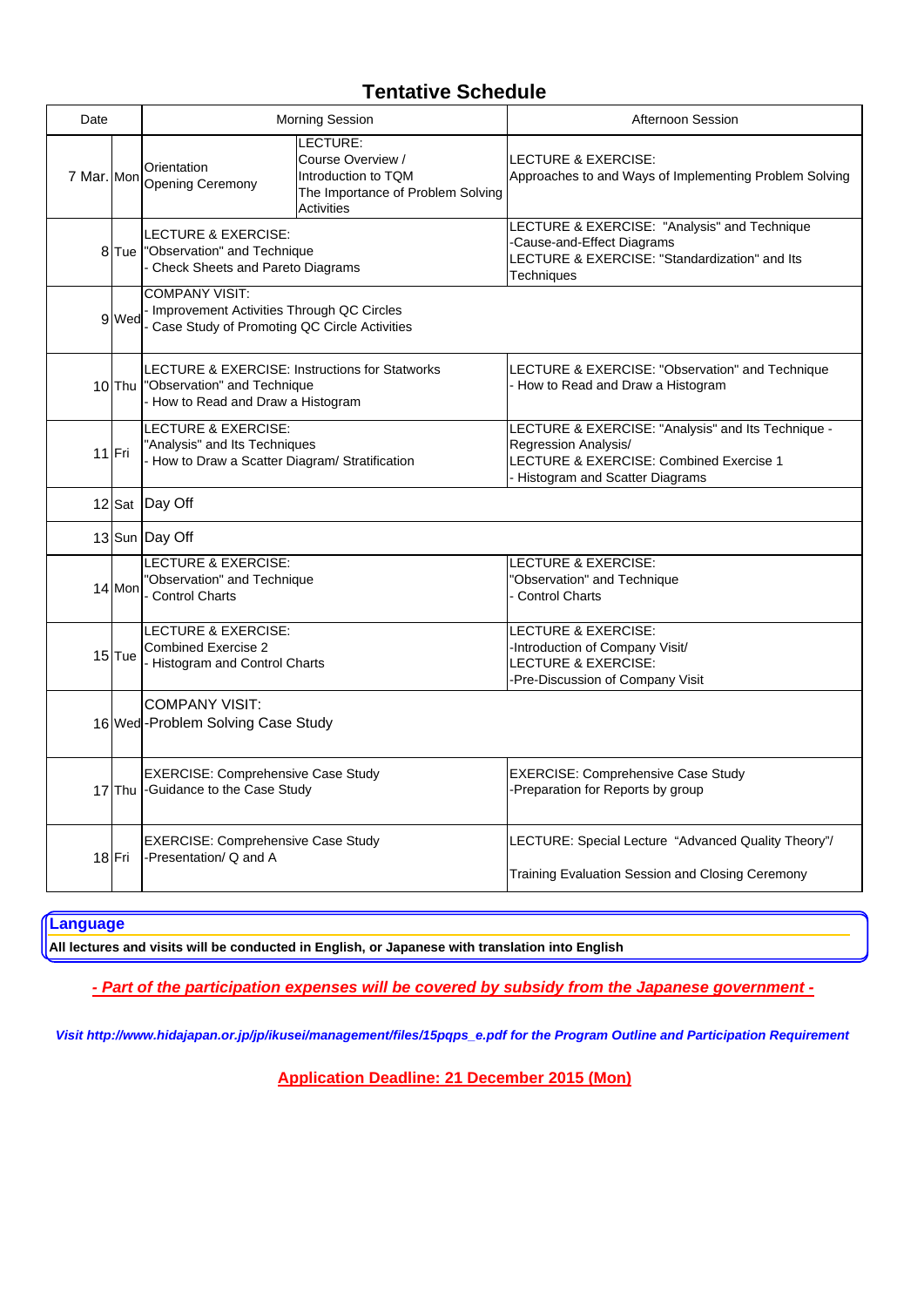## Tentative Schedule

| Date | | Morning Session | | Afternoon Session |
|---|---|---|---|---|
| 7 Mar. | Mon | Orientation<br>Opening Ceremony | LECTURE:<br>Course Overview /<br>Introduction to TQM<br>The Importance of Problem Solving Activities | LECTURE & EXERCISE:<br>Approaches to and Ways of Implementing Problem Solving |
| 8 | Tue | LECTURE & EXERCISE:<br>"Observation" and Technique<br>- Check Sheets and Pareto Diagrams | | LECTURE & EXERCISE: "Analysis" and Technique<br>-Cause-and-Effect Diagrams<br>LECTURE & EXERCISE: "Standardization" and Its Techniques |
| 9 | Wed | COMPANY VISIT:<br>- Improvement Activities Through QC Circles<br>- Case Study of Promoting QC Circle Activities | | |
| 10 | Thu | LECTURE & EXERCISE: Instructions for Statworks<br>"Observation" and Technique<br>- How to Read and Draw a Histogram | | LECTURE & EXERCISE: "Observation" and Technique<br>- How to Read and Draw a Histogram |
| 11 | Fri | LECTURE & EXERCISE:<br>"Analysis" and Its Techniques<br>- How to Draw a Scatter Diagram/ Stratification | | LECTURE & EXERCISE: "Analysis" and Its Technique - Regression Analysis/<br>LECTURE & EXERCISE: Combined Exercise 1<br>- Histogram and Scatter Diagrams |
| 12 | Sat | Day Off | | |
| 13 | Sun | Day Off | | |
| 14 | Mon | LECTURE & EXERCISE:<br>"Observation" and Technique<br>- Control Charts | | LECTURE & EXERCISE:<br>"Observation" and Technique<br>- Control Charts |
| 15 | Tue | LECTURE & EXERCISE:<br>Combined Exercise 2<br>- Histogram and Control Charts | | LECTURE & EXERCISE:<br>-Introduction of Company Visit/<br>LECTURE & EXERCISE:<br>-Pre-Discussion of Company Visit |
| 16 | Wed | COMPANY VISIT:<br>-Problem Solving Case Study | | |
| 17 | Thu | EXERCISE: Comprehensive Case Study<br>-Guidance to the Case Study | | EXERCISE: Comprehensive Case Study<br>-Preparation for Reports by group |
| 18 | Fri | EXERCISE: Comprehensive Case Study<br>-Presentation/ Q and A | | LECTURE: Special Lecture "Advanced Quality Theory"/<br>Training Evaluation Session and Closing Ceremony |

**Language**

**All lectures and visits will be conducted in English, or Japanese with translation into English**

***- Part of the participation expenses will be covered by subsidy from the Japanese government -***

***Visit http://www.hidajapan.or.jp/jp/ikusei/management/files/15pqps_e.pdf for the Program Outline and Participation Requirement***

**Application Deadline: 21 December 2015 (Mon)**